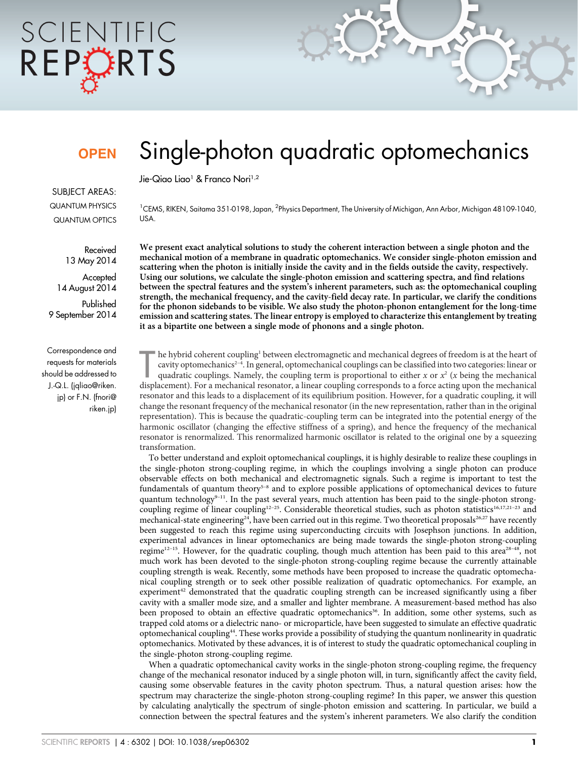# Single-photon quadratic optomechanics

Jie-Qiao Liao[1] & Franco Nori[1,2]

[1]CEMS, RIKEN, Saitama 351-0198, Japan, [2]Physics Department, The University of Michigan, Ann Arbor, Michigan 48109-1040, USA.

OPEN

SUBJECT AREAS:
QUANTUM PHYSICS
QUANTUM OPTICS

Received
13 May 2014

Accepted
14 August 2014

Published
9 September 2014

Correspondence and requests for materials should be addressed to J.-Q.L. (jqliao@riken.jp) or F.N. (fnori@riken.jp)

**We present exact analytical solutions to study the coherent interaction between a single photon and the mechanical motion of a membrane in quadratic optomechanics. We consider single-photon emission and scattering when the photon is initially inside the cavity and in the fields outside the cavity, respectively. Using our solutions, we calculate the single-photon emission and scattering spectra, and find relations between the spectral features and the system's inherent parameters, such as: the optomechanical coupling strength, the mechanical frequency, and the cavity-field decay rate. In particular, we clarify the conditions for the phonon sidebands to be visible. We also study the photon-phonon entanglement for the long-time emission and scattering states. The linear entropy is employed to characterize this entanglement by treating it as a bipartite one between a single mode of phonons and a single photon.**

The hybrid coherent coupling[1] between electromagnetic and mechanical degrees of freedom is at the heart of cavity optomechanics[2–4]. In general, optomechanical couplings can be classified into two categories: linear or quadratic couplings. Namely, the coupling term is proportional to either $x$ or $x^2$ ($x$ being the mechanical displacement). For a mechanical resonator, a linear coupling corresponds to a force acting upon the mechanical resonator and this leads to a displacement of its equilibrium position. However, for a quadratic coupling, it will change the resonant frequency of the mechanical resonator (in the new representation, rather than in the original representation). This is because the quadratic-coupling term can be integrated into the potential energy of the harmonic oscillator (changing the effective stiffness of a spring), and hence the frequency of the mechanical resonator is renormalized. This renormalized harmonic oscillator is related to the original one by a squeezing transformation.

To better understand and exploit optomechanical couplings, it is highly desirable to realize these couplings in the single-photon strong-coupling regime, in which the couplings involving a single photon can produce observable effects on both mechanical and electromagnetic signals. Such a regime is important to test the fundamentals of quantum theory[5–8] and to explore possible applications of optomechanical devices to future quantum technology[9–11]. In the past several years, much attention has been paid to the single-photon strong-coupling regime of linear coupling[12–25]. Considerable theoretical studies, such as photon statistics[16,17,21–23] and mechanical-state engineering[24], have been carried out in this regime. Two theoretical proposals[26,27] have recently been suggested to reach this regime using superconducting circuits with Josephson junctions. In addition, experimental advances in linear optomechanics are being made towards the single-photon strong-coupling regime[12–15]. However, for the quadratic coupling, though much attention has been paid to this area[28–48], not much work has been devoted to the single-photon strong-coupling regime because the currently attainable coupling strength is weak. Recently, some methods have been proposed to increase the quadratic optomechanical coupling strength or to seek other possible realization of quadratic optomechanics. For example, an experiment[42] demonstrated that the quadratic coupling strength can be increased significantly using a fiber cavity with a smaller mode size, and a smaller and lighter membrane. A measurement-based method has also been proposed to obtain an effective quadratic optomechanics[36]. In addition, some other systems, such as trapped cold atoms or a dielectric nano- or microparticle, have been suggested to simulate an effective quadratic optomechanical coupling[44]. These works provide a possibility of studying the quantum nonlinearity in quadratic optomechanics. Motivated by these advances, it is of interest to study the quadratic optomechanical coupling in the single-photon strong-coupling regime.

When a quadratic optomechanical cavity works in the single-photon strong-coupling regime, the frequency change of the mechanical resonator induced by a single photon will, in turn, significantly affect the cavity field, causing some observable features in the cavity photon spectrum. Thus, a natural question arises: how the spectrum may characterize the single-photon strong-coupling regime? In this paper, we answer this question by calculating analytically the spectrum of single-photon emission and scattering. In particular, we build a connection between the spectral features and the system's inherent parameters. We also clarify the condition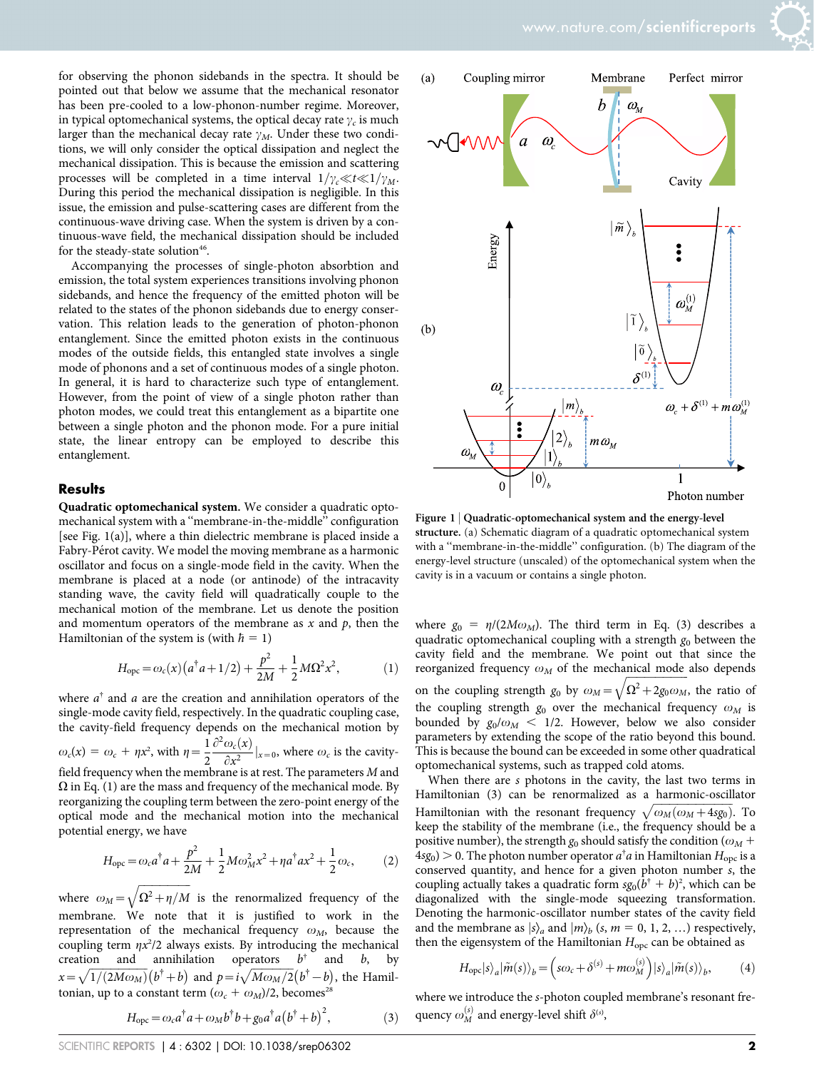for observing the phonon sidebands in the spectra. It should be pointed out that below we assume that the mechanical resonator has been pre-cooled to a low-phonon-number regime. Moreover, in typical optomechanical systems, the optical decay rate $\gamma_c$ is much larger than the mechanical decay rate $\gamma_M$. Under these two conditions, we will only consider the optical dissipation and neglect the mechanical dissipation. This is because the emission and scattering processes will be completed in a time interval $1/\gamma_c \ll t \ll 1/\gamma_M$. During this period the mechanical dissipation is negligible. In this issue, the emission and pulse-scattering cases are different from the continuous-wave driving case. When the system is driven by a continuous-wave field, the mechanical dissipation should be included for the steady-state solution[46].

Accompanying the processes of single-photon absorbtion and emission, the total system experiences transitions involving phonon sidebands, and hence the frequency of the emitted photon will be related to the states of the phonon sidebands due to energy conservation. This relation leads to the generation of photon-phonon entanglement. Since the emitted photon exists in the continuous modes of the outside fields, this entangled state involves a single mode of phonons and a set of continuous modes of a single photon. In general, it is hard to characterize such type of entanglement. However, from the point of view of a single photon rather than photon modes, we could treat this entanglement as a bipartite one between a single photon and the phonon mode. For a pure initial state, the linear entropy can be employed to describe this entanglement.

## Results

**Quadratic optomechanical system.** We consider a quadratic optomechanical system with a "membrane-in-the-middle" configuration [see Fig. 1(a)], where a thin dielectric membrane is placed inside a Fabry-Pérot cavity. We model the moving membrane as a harmonic oscillator and focus on a single-mode field in the cavity. When the membrane is placed at a node (or antinode) of the intracavity standing wave, the cavity field will quadratically couple to the mechanical motion of the membrane. Let us denote the position and momentum operators of the membrane as $x$ and $p$, then the Hamiltonian of the system is (with $\hbar = 1$)

$$H_{\rm opc} = \omega_c(x)\left(a^\dagger a + 1/2\right) + \frac{p^2}{2M} + \frac{1}{2}M\Omega^2 x^2, \tag{1}$$

where $a^\dagger$ and $a$ are the creation and annihilation operators of the single-mode cavity field, respectively. In the quadratic coupling case, the cavity-field frequency depends on the mechanical motion by $\omega_c(x) = \omega_c + \eta x^2$, with $\eta = \frac{1}{2}\frac{\partial^2 \omega_c(x)}{\partial x^2}|_{x=0}$, where $\omega_c$ is the cavity-field frequency when the membrane is at rest. The parameters $M$ and $\Omega$ in Eq. (1) are the mass and frequency of the mechanical mode. By reorganizing the coupling term between the zero-point energy of the optical mode and the mechanical motion into the mechanical potential energy, we have

$$H_{\rm opc} = \omega_c a^\dagger a + \frac{p^2}{2M} + \frac{1}{2}M\omega_M^2 x^2 + \eta a^\dagger a x^2 + \frac{1}{2}\omega_c, \tag{2}$$

where $\omega_M = \sqrt{\Omega^2 + \eta/M}$ is the renormalized frequency of the membrane. We note that it is justified to work in the representation of the mechanical frequency $\omega_M$, because the coupling term $\eta x^2/2$ always exists. By introducing the mechanical creation and annihilation operators $b^\dagger$ and $b$, by $x = \sqrt{1/(2M\omega_M)}\left(b^\dagger + b\right)$ and $p = i\sqrt{M\omega_M/2}\left(b^\dagger - b\right)$, the Hamiltonian, up to a constant term $(\omega_c + \omega_M)/2$, becomes[28]

$$H_{\rm opc} = \omega_c a^\dagger a + \omega_M b^\dagger b + g_0 a^\dagger a\left(b^\dagger + b\right)^2, \tag{3}$$

**Figure 1 | Quadratic-optomechanical system and the energy-level structure.** (a) Schematic diagram of a quadratic optomechanical system with a "membrane-in-the-middle" configuration. (b) The diagram of the energy-level structure (unscaled) of the optomechanical system when the cavity is in a vacuum or contains a single photon.

where $g_0 = \eta/(2M\omega_M)$. The third term in Eq. (3) describes a quadratic optomechanical coupling with a strength $g_0$ between the cavity field and the membrane. We point out that since the reorganized frequency $\omega_M$ of the mechanical mode also depends on the coupling strength $g_0$ by $\omega_M = \sqrt{\Omega^2 + 2g_0\omega_M}$, the ratio of the coupling strength $g_0$ over the mechanical frequency $\omega_M$ is bounded by $g_0/\omega_M < 1/2$. However, below we also consider parameters by extending the scope of the ratio beyond this bound. This is because the bound can be exceeded in some other quadratical optomechanical systems, such as trapped cold atoms.

When there are $s$ photons in the cavity, the last two terms in Hamiltonian (3) can be renormalized as a harmonic-oscillator Hamiltonian with the resonant frequency $\sqrt{\omega_M(\omega_M + 4sg_0)}$. To keep the stability of the membrane (i.e., the frequency should be a positive number), the strength $g_0$ should satisfy the condition $(\omega_M + 4sg_0) > 0$. The photon number operator $a^\dagger a$ in Hamiltonian $H_{\rm opc}$ is a conserved quantity, and hence for a given photon number $s$, the coupling actually takes a quadratic form $sg_0(b^\dagger + b)^2$, which can be diagonalized with the single-mode squeezing transformation. Denoting the harmonic-oscillator number states of the cavity field and the membrane as $|s\rangle_a$ and $|m\rangle_b$ ($s, m = 0, 1, 2, \ldots$) respectively, then the eigensystem of the Hamiltonian $H_{\rm opc}$ can be obtained as

$$H_{\rm opc}|s\rangle_a|\tilde{m}(s)\rangle_b = \left(s\omega_c + \delta^{(s)} + m\omega_M^{(s)}\right)|s\rangle_a|\tilde{m}(s)\rangle_b, \tag{4}$$

where we introduce the $s$-photon coupled membrane's resonant frequency $\omega_M^{(s)}$ and energy-level shift $\delta^{(s)}$,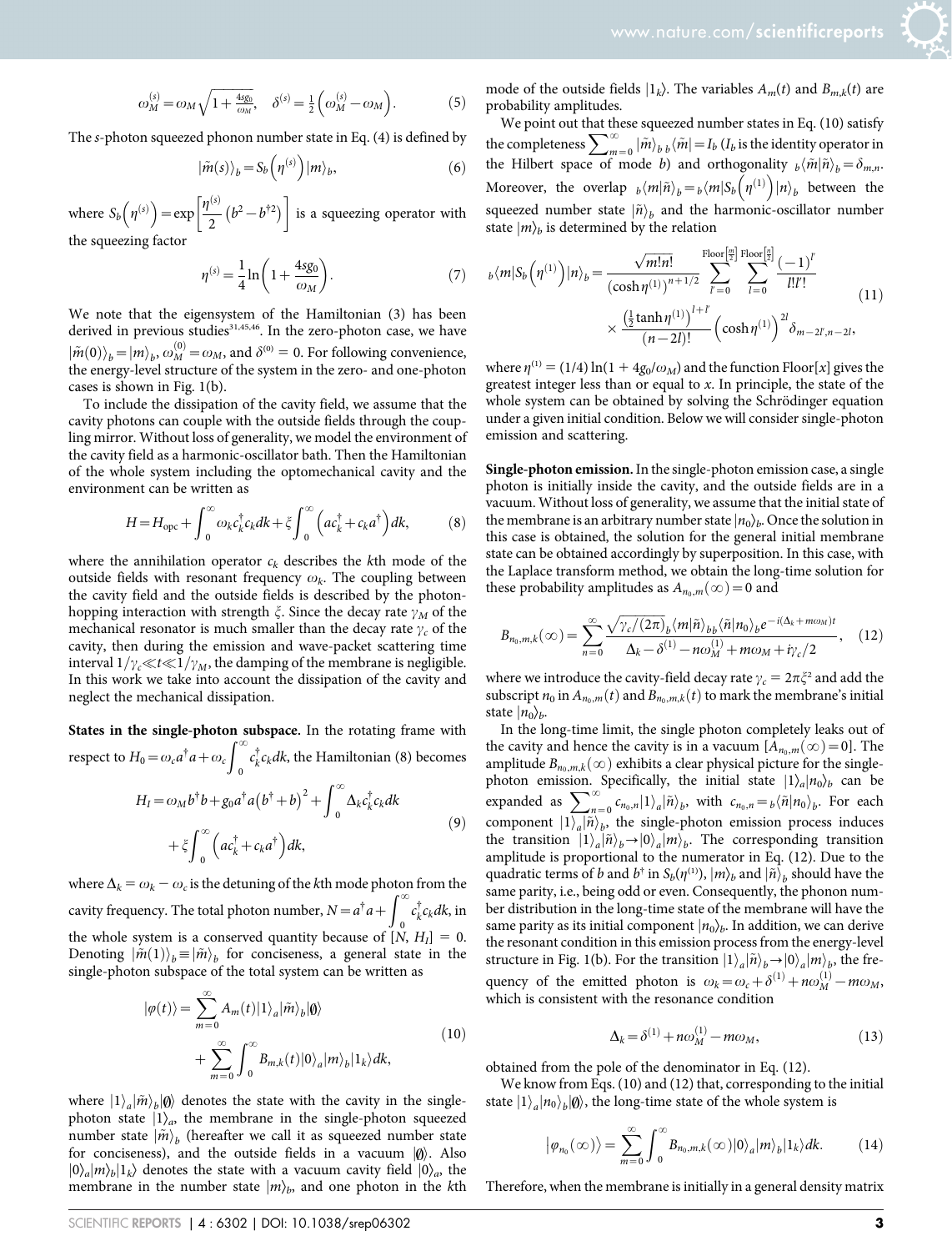$$\omega_M^{(s)} = \omega_M \sqrt{1 + \frac{4sg_0}{\omega_M}}, \quad \delta^{(s)} = \frac{1}{2}\left(\omega_M^{(s)} - \omega_M\right). \tag{5}$$

The $s$-photon squeezed phonon number state in Eq. (4) is defined by

$$|\tilde{m}(s)\rangle_b = S_b\left(\eta^{(s)}\right)|m\rangle_b, \tag{6}$$

where $S_b\left(\eta^{(s)}\right) = \exp\left[\frac{\eta^{(s)}}{2}\left(b^2 - b^{\dagger 2}\right)\right]$ is a squeezing operator with the squeezing factor

$$\eta^{(s)} = \frac{1}{4}\ln\left(1 + \frac{4sg_0}{\omega_M}\right). \tag{7}$$

We note that the eigensystem of the Hamiltonian (3) has been derived in previous studies[31,45,46]. In the zero-photon case, we have $|\tilde{m}(0)\rangle_b = |m\rangle_b$, $\omega_M^{(0)} = \omega_M$, and $\delta^{(0)} = 0$. For following convenience, the energy-level structure of the system in the zero- and one-photon cases is shown in Fig. 1(b).

To include the dissipation of the cavity field, we assume that the cavity photons can couple with the outside fields through the coupling mirror. Without loss of generality, we model the environment of the cavity field as a harmonic-oscillator bath. Then the Hamiltonian of the whole system including the optomechanical cavity and the environment can be written as

$$H = H_{\text{opc}} + \int_0^\infty \omega_k c_k^\dagger c_k dk + \xi \int_0^\infty \left(a c_k^\dagger + c_k a^\dagger\right) dk, \tag{8}$$

where the annihilation operator $c_k$ describes the $k$th mode of the outside fields with resonant frequency $\omega_k$. The coupling between the cavity field and the outside fields is described by the photon-hopping interaction with strength $\xi$. Since the decay rate $\gamma_M$ of the mechanical resonator is much smaller than the decay rate $\gamma_c$ of the cavity, then during the emission and wave-packet scattering time interval $1/\gamma_c \ll t \ll 1/\gamma_M$, the damping of the membrane is negligible. In this work we take into account the dissipation of the cavity and neglect the mechanical dissipation.

**States in the single-photon subspace.** In the rotating frame with respect to $H_0 = \omega_c a^\dagger a + \omega_c \int_0^\infty c_k^\dagger c_k dk$, the Hamiltonian (8) becomes

$$\begin{aligned} H_I = {} & \omega_M b^\dagger b + g_0 a^\dagger a\left(b^\dagger + b\right)^2 + \int_0^\infty \Delta_k c_k^\dagger c_k dk \\ & + \xi \int_0^\infty \left(a c_k^\dagger + c_k a^\dagger\right) dk, \end{aligned} \tag{9}$$

where $\Delta_k = \omega_k - \omega_c$ is the detuning of the $k$th mode photon from the cavity frequency. The total photon number, $N = a^\dagger a + \int_0^\infty c_k^\dagger c_k dk$, in the whole system is a conserved quantity because of $[N, H_I] = 0$. Denoting $|\tilde{m}(1)\rangle_b \equiv |\tilde{m}\rangle_b$ for conciseness, a general state in the single-photon subspace of the total system can be written as

$$\begin{aligned} |\varphi(t)\rangle = {} & \sum_{m=0}^\infty A_m(t)|1\rangle_a|\tilde{m}\rangle_b|\emptyset\rangle \\ & + \sum_{m=0}^\infty \int_0^\infty B_{m,k}(t)|0\rangle_a|m\rangle_b|1_k\rangle dk, \end{aligned} \tag{10}$$

where $|1\rangle_a|\tilde{m}\rangle_b|\emptyset\rangle$ denotes the state with the cavity in the single-photon state $|1\rangle_a$, the membrane in the single-photon squeezed number state $|\tilde{m}\rangle_b$ (hereafter we call it as squeezed number state for conciseness), and the outside fields in a vacuum $|\emptyset\rangle$. Also $|0\rangle_a|m\rangle_b|1_k\rangle$ denotes the state with a vacuum cavity field $|0\rangle_a$, the membrane in the number state $|m\rangle_b$, and one photon in the $k$th mode of the outside fields $|1_k\rangle$. The variables $A_m(t)$ and $B_{m,k}(t)$ are probability amplitudes.

We point out that these squeezed number states in Eq. (10) satisfy the completeness $\sum_{m=0}^\infty |\tilde{m}\rangle_{b\,b}\langle\tilde{m}| = I_b$ ($I_b$ is the identity operator in the Hilbert space of mode $b$) and orthogonality ${}_b\langle\tilde{m}|\tilde{n}\rangle_b = \delta_{m,n}$. Moreover, the overlap ${}_b\langle m|\tilde{n}\rangle_b = {}_b\langle m|S_b\left(\eta^{(1)}\right)|n\rangle_b$ between the squeezed number state $|\tilde{n}\rangle_b$ and the harmonic-oscillator number state $|m\rangle_b$ is determined by the relation

$$\begin{aligned} {}_b\langle m|S_b\left(\eta^{(1)}\right)|n\rangle_b = {} & \frac{\sqrt{m!n!}}{\left(\cosh\eta^{(1)}\right)^{n+1/2}} \sum_{l'=0}^{\text{Floor}\left[\frac{m}{2}\right]} \sum_{l=0}^{\text{Floor}\left[\frac{n}{2}\right]} \frac{(-1)^{l'}}{l!l'!} \\ & \times \frac{\left(\frac{1}{2}\tanh\eta^{(1)}\right)^{l+l'}}{(n-2l)!}\left(\cosh\eta^{(1)}\right)^{2l}\delta_{m-2l',n-2l}, \end{aligned} \tag{11}$$

where $\eta^{(1)} = (1/4)\ln(1 + 4g_0/\omega_M)$ and the function Floor[$x$] gives the greatest integer less than or equal to $x$. In principle, the state of the whole system can be obtained by solving the Schrödinger equation under a given initial condition. Below we will consider single-photon emission and scattering.

**Single-photon emission.** In the single-photon emission case, a single photon is initially inside the cavity, and the outside fields are in a vacuum. Without loss of generality, we assume that the initial state of the membrane is an arbitrary number state $|n_0\rangle_b$. Once the solution in this case is obtained, the solution for the general initial membrane state can be obtained accordingly by superposition. In this case, with the Laplace transform method, we obtain the long-time solution for these probability amplitudes as $A_{n_0,m}(\infty) = 0$ and

$$B_{n_0,m,k}(\infty) = \sum_{n=0}^\infty \frac{\sqrt{\gamma_c/(2\pi)}\,{}_b\langle m|\tilde{n}\rangle_{b\,b}\langle\tilde{n}|n_0\rangle_b e^{-i(\Delta_k + m\omega_M)t}}{\Delta_k - \delta^{(1)} - n\omega_M^{(1)} + m\omega_M + i\gamma_c/2}, \tag{12}$$

where we introduce the cavity-field decay rate $\gamma_c = 2\pi\xi^2$ and add the subscript $n_0$ in $A_{n_0,m}(t)$ and $B_{n_0,m,k}(t)$ to mark the membrane's initial state $|n_0\rangle_b$.

In the long-time limit, the single photon completely leaks out of the cavity and hence the cavity is in a vacuum [$A_{n_0,m}(\infty) = 0$]. The amplitude $B_{n_0,m,k}(\infty)$ exhibits a clear physical picture for the single-photon emission. Specifically, the initial state $|1\rangle_a|n_0\rangle_b$ can be expanded as $\sum_{n=0}^\infty c_{n_0,n}|1\rangle_a|\tilde{n}\rangle_b$, with $c_{n_0,n} = {}_b\langle\tilde{n}|n_0\rangle_b$. For each component $|1\rangle_a|\tilde{n}\rangle_b$, the single-photon emission process induces the transition $|1\rangle_a|\tilde{n}\rangle_b \to |0\rangle_a|m\rangle_b$. The corresponding transition amplitude is proportional to the numerator in Eq. (12). Due to the quadratic terms of $b$ and $b^\dagger$ in $S_b(\eta^{(1)})$, $|m\rangle_b$ and $|\tilde{n}\rangle_b$ should have the same parity, i.e., being odd or even. Consequently, the phonon number distribution in the long-time state of the membrane will have the same parity as its initial component $|n_0\rangle_b$. In addition, we can derive the resonant condition in this emission process from the energy-level structure in Fig. 1(b). For the transition $|1\rangle_a|\tilde{n}\rangle_b \to |0\rangle_a|m\rangle_b$, the frequency of the emitted photon is $\omega_k = \omega_c + \delta^{(1)} + n\omega_M^{(1)} - m\omega_M$, which is consistent with the resonance condition

$$\Delta_k = \delta^{(1)} + n\omega_M^{(1)} - m\omega_M, \tag{13}$$

obtained from the pole of the denominator in Eq. (12).

We know from Eqs. (10) and (12) that, corresponding to the initial state $|1\rangle_a|n_0\rangle_b|\emptyset\rangle$, the long-time state of the whole system is

$$\left|\varphi_{n_0}(\infty)\right\rangle = \sum_{m=0}^\infty \int_0^\infty B_{n_0,m,k}(\infty)|0\rangle_a|m\rangle_b|1_k\rangle dk. \tag{14}$$

Therefore, when the membrane is initially in a general density matrix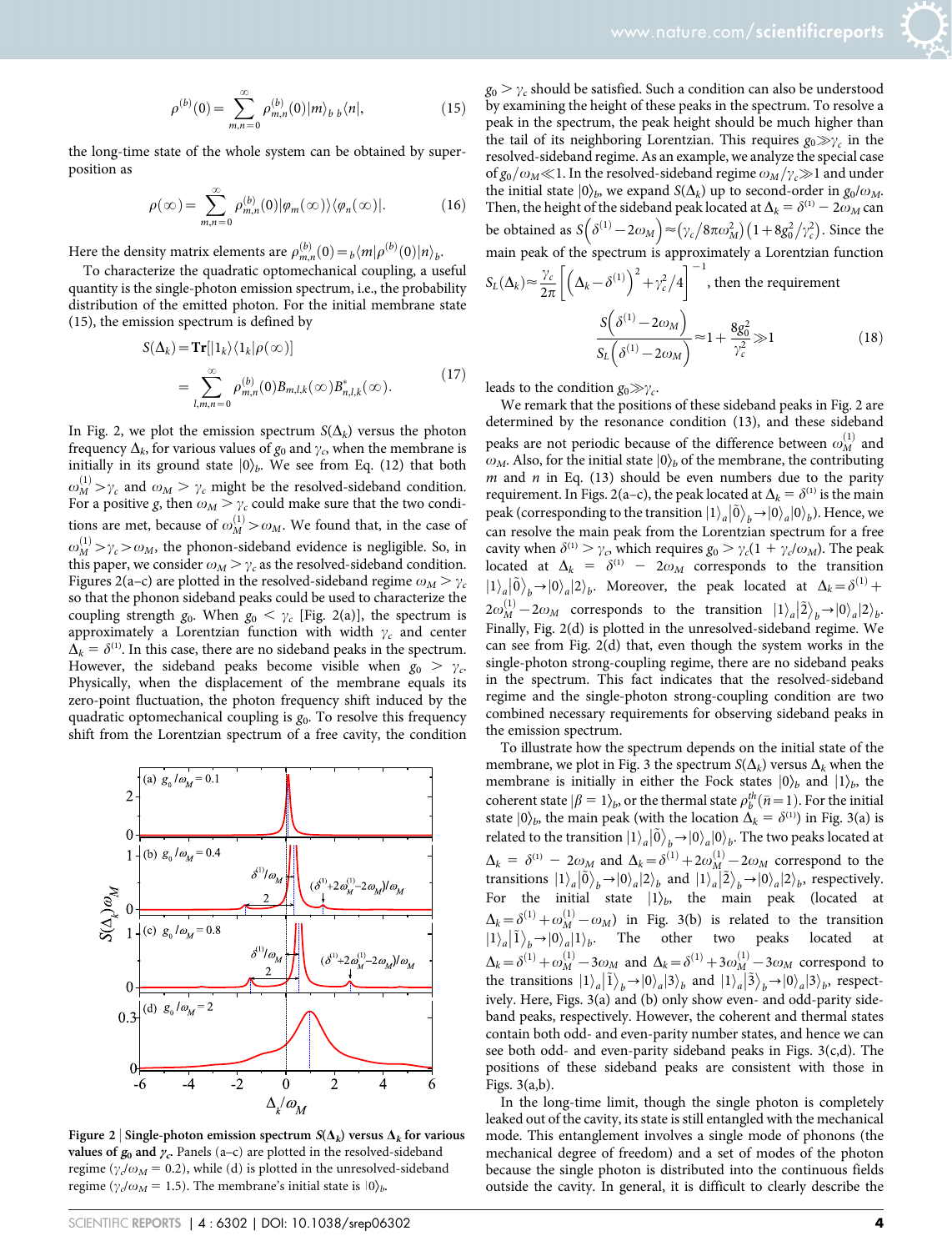$$\rho^{(b)}(0) = \sum_{m,n=0}^{\infty} \rho_{m,n}^{(b)}(0)|m\rangle_{b\,b}\langle n|, \tag{15}$$

the long-time state of the whole system can be obtained by superposition as

$$\rho(\infty) = \sum_{m,n=0}^{\infty} \rho_{m,n}^{(b)}(0)|\varphi_m(\infty)\rangle\langle\varphi_n(\infty)|. \tag{16}$$

Here the density matrix elements are $\rho_{m,n}^{(b)}(0) = {}_b\langle m|\rho^{(b)}(0)|n\rangle_b$.

To characterize the quadratic optomechanical coupling, a useful quantity is the single-photon emission spectrum, i.e., the probability distribution of the emitted photon. For the initial membrane state (15), the emission spectrum is defined by

$$\begin{aligned} S(\Delta_k) &= \mathbf{Tr}[|1_k\rangle\langle 1_k|\rho(\infty)] \\ &= \sum_{l,m,n=0}^{\infty} \rho_{m,n}^{(b)}(0)B_{m,l,k}(\infty)B_{n,l,k}^{*}(\infty). \end{aligned} \tag{17}$$

In Fig. 2, we plot the emission spectrum $S(\Delta_k)$ versus the photon frequency $\Delta_k$, for various values of $g_0$ and $\gamma_c$, when the membrane is initially in its ground state $|0\rangle_b$. We see from Eq. (12) that both $\omega_M^{(1)} > \gamma_c$ and $\omega_M > \gamma_c$ might be the resolved-sideband condition. For a positive $g$, then $\omega_M > \gamma_c$ could make sure that the two conditions are met, because of $\omega_M^{(1)} > \omega_M$. We found that, in the case of $\omega_M^{(1)} > \gamma_c > \omega_M$, the phonon-sideband evidence is negligible. So, in this paper, we consider $\omega_M > \gamma_c$ as the resolved-sideband condition. Figures 2(a–c) are plotted in the resolved-sideband regime $\omega_M > \gamma_c$ so that the phonon sideband peaks could be used to characterize the coupling strength $g_0$. When $g_0 < \gamma_c$ [Fig. 2(a)], the spectrum is approximately a Lorentzian function with width $\gamma_c$ and center $\Delta_k = \delta^{(1)}$. In this case, there are no sideband peaks in the spectrum. However, the sideband peaks become visible when $g_0 > \gamma_c$. Physically, when the displacement of the membrane equals its zero-point fluctuation, the photon frequency shift induced by the quadratic optomechanical coupling is $g_0$. To resolve this frequency shift from the Lorentzian spectrum of a free cavity, the condition $g_0 > \gamma_c$ should be satisfied. Such a condition can also be understood by examining the height of these peaks in the spectrum. To resolve a peak in the spectrum, the peak height should be much higher than the tail of its neighboring Lorentzian. This requires $g_0 \gg \gamma_c$ in the resolved-sideband regime. As an example, we analyze the special case of $g_0/\omega_M \ll 1$. In the resolved-sideband regime $\omega_M/\gamma_c \gg 1$ and under the initial state $|0\rangle_b$, we expand $S(\Delta_k)$ up to second-order in $g_0/\omega_M$. Then, the height of the sideband peak located at $\Delta_k = \delta^{(1)} - 2\omega_M$ can be obtained as $S\left(\delta^{(1)} - 2\omega_M\right) \approx \left(\gamma_c/8\pi\omega_M^2\right)\left(1 + 8g_0^2/\gamma_c^2\right)$. Since the main peak of the spectrum is approximately a Lorentzian function $S_L(\Delta_k) \approx \frac{\gamma_c}{2\pi}\left[\left(\Delta_k - \delta^{(1)}\right)^2 + \gamma_c^2/4\right]^{-1}$, then the requirement

$$\frac{S\left(\delta^{(1)} - 2\omega_M\right)}{S_L\left(\delta^{(1)} - 2\omega_M\right)} \approx 1 + \frac{8g_0^2}{\gamma_c^2} \gg 1 \tag{18}$$

leads to the condition $g_0 \gg \gamma_c$.

We remark that the positions of these sideband peaks in Fig. 2 are determined by the resonance condition (13), and these sideband peaks are not periodic because of the difference between $\omega_M^{(1)}$ and $\omega_M$. Also, for the initial state $|0\rangle_b$ of the membrane, the contributing $m$ and $n$ in Eq. (13) should be even numbers due to the parity requirement. In Figs. 2(a–c), the peak located at $\Delta_k = \delta^{(1)}$ is the main peak (corresponding to the transition $|1\rangle_a|\tilde{0}\rangle_b \to |0\rangle_a|0\rangle_b$). Hence, we can resolve the main peak from the Lorentzian spectrum for a free cavity when $\delta^{(1)} > \gamma_c$, which requires $g_0 > \gamma_c(1 + \gamma_c/\omega_M)$. The peak located at $\Delta_k = \delta^{(1)} - 2\omega_M$ corresponds to the transition $|1\rangle_a|\tilde{0}\rangle_b \to |0\rangle_a|2\rangle_b$. Moreover, the peak located at $\Delta_k = \delta^{(1)} + 2\omega_M^{(1)} - 2\omega_M$ corresponds to the transition $|1\rangle_a|\tilde{2}\rangle_b \to |0\rangle_a|2\rangle_b$. Finally, Fig. 2(d) is plotted in the unresolved-sideband regime. We can see from Fig. 2(d) that, even though the system works in the single-photon strong-coupling regime, there are no sideband peaks in the spectrum. This fact indicates that the resolved-sideband regime and the single-photon strong-coupling condition are two combined necessary requirements for observing sideband peaks in the emission spectrum.

To illustrate how the spectrum depends on the initial state of the membrane, we plot in Fig. 3 the spectrum $S(\Delta_k)$ versus $\Delta_k$ when the membrane is initially in either the Fock states $|0\rangle_b$ and $|1\rangle_b$, the coherent state $|\beta = 1\rangle_b$, or the thermal state $\rho_b^{th}(\bar{n} = 1)$. For the initial state $|0\rangle_b$, the main peak (with the location $\Delta_k = \delta^{(1)}$) in Fig. 3(a) is related to the transition $|1\rangle_a|\tilde{0}\rangle_b \to |0\rangle_a|0\rangle_b$. The two peaks located at $\Delta_k = \delta^{(1)} - 2\omega_M$ and $\Delta_k = \delta^{(1)} + 2\omega_M^{(1)} - 2\omega_M$ correspond to the transitions $|1\rangle_a|\tilde{0}\rangle_b \to |0\rangle_a|2\rangle_b$ and $|1\rangle_a|\tilde{2}\rangle_b \to |0\rangle_a|2\rangle_b$, respectively. For the initial state $|1\rangle_b$, the main peak (located at $\Delta_k = \delta^{(1)} + \omega_M^{(1)} - \omega_M$) in Fig. 3(b) is related to the transition $|1\rangle_a|\tilde{1}\rangle_b \to |0\rangle_a|1\rangle_b$. The other two peaks located at $\Delta_k = \delta^{(1)} + \omega_M^{(1)} - 3\omega_M$ and $\Delta_k = \delta^{(1)} + 3\omega_M^{(1)} - 3\omega_M$ correspond to the transitions $|1\rangle_a|\tilde{1}\rangle_b \to |0\rangle_a|3\rangle_b$ and $|1\rangle_a|\tilde{3}\rangle_b \to |0\rangle_a|3\rangle_b$, respectively. Here, Figs. 3(a) and (b) only show even- and odd-parity sideband peaks, respectively. However, the coherent and thermal states contain both odd- and even-parity number states, and hence we can see both odd- and even-parity sideband peaks in Figs. 3(c,d). The positions of these sideband peaks are consistent with those in Figs. 3(a,b).

In the long-time limit, though the single photon is completely leaked out of the cavity, its state is still entangled with the mechanical mode. This entanglement involves a single mode of phonons (the mechanical degree of freedom) and a set of modes of the photon because the single photon is distributed into the continuous fields outside the cavity. In general, it is difficult to clearly describe the

**Figure 2 | Single-photon emission spectrum $S(\Delta_k)$ versus $\Delta_k$ for various values of $g_0$ and $\gamma_c$.** Panels (a–c) are plotted in the resolved-sideband regime ($\gamma_c/\omega_M = 0.2$), while (d) is plotted in the unresolved-sideband regime ($\gamma_c/\omega_M = 1.5$). The membrane's initial state is $|0\rangle_b$.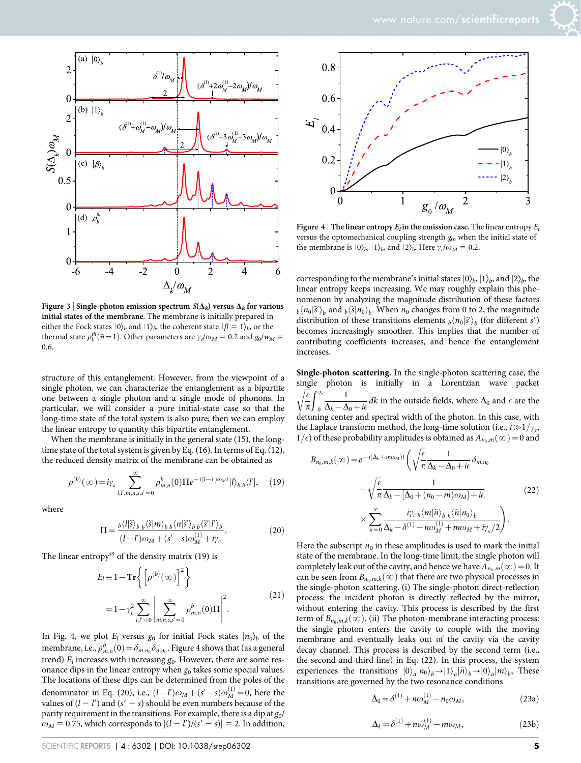**Figure 3 | Single-photon emission spectrum $S(\Delta_k)$ versus $\Delta_k$ for various initial states of the membrane.** The membrane is initially prepared in either the Fock states $|0\rangle_b$ and $|1\rangle_b$, the coherent state $|\beta = 1\rangle_b$, or the thermal state $\rho_b^{th}(\bar{n}=1)$. Other parameters are $\gamma_c/\omega_M = 0.2$ and $g_0/w_M = 0.6$.

structure of this entanglement. However, from the viewpoint of a single photon, we can characterize the entanglement as a bipartite one between a single photon and a single mode of phonons. In particular, we will consider a pure initial-state case so that the long-time state of the total system is also pure; then we can employ the linear entropy to quantity this bipartite entanglement.

When the membrane is initially in the general state (15), the long-time state of the total system is given by Eq. (16). In terms of Eq. (12), the reduced density matrix of the membrane can be obtained as

$$\rho^{(b)}(\infty) = i\gamma_c \sum_{l,l',m,n,s,s'=0}^{\infty} \rho_{m,n}^{b}(0)\Pi e^{-i(l-l')\omega_M t}|l\rangle_{b\,b}\langle l'|, \quad (19)$$

where

$$\Pi = \frac{{}_b\langle l|\tilde{s}\rangle_{b\,b}\langle \tilde{s}|m\rangle_{b\,b}\langle n|\tilde{s}'\rangle_{b\,b}\langle \tilde{s}'|l'\rangle_b}{(l-l')\omega_M + (s'-s)\omega_M^{(1)} + i\gamma_c}. \quad (20)$$

The linear entropy[49] of the density matrix (19) is

$$\begin{aligned} E_l &\equiv 1 - \mathbf{Tr}\left\{\left[\rho^{(b)}(\infty)\right]^2\right\} \\ &= 1 - \gamma_c^2 \sum_{l,l'=0}^{\infty} \left|\sum_{m,n,s,s'=0}^{\infty} \rho_{m,n}^{b}(0)\Pi\right|^2. \end{aligned} \quad (21)$$

In Fig. 4, we plot $E_l$ versus $g_0$ for initial Fock states $|n_0\rangle_b$ of the membrane, i.e., $\rho_{m,n}^{b}(0) = \delta_{m,n_0}\delta_{n,n_0}$. Figure 4 shows that (as a general trend) $E_l$ increases with increasing $g_0$. However, there are some resonance dips in the linear entropy when $g_0$ takes some special values. The locations of these dips can be determined from the poles of the denominator in Eq. (20), i.e., $(l-l')\omega_M + (s'-s)\omega_M^{(1)} = 0$, here the values of $(l-l')$ and $(s'-s)$ should be even numbers because of the parity requirement in the transitions. For example, there is a dip at $g_0/\omega_M = 0.75$, which corresponds to $|(l-l')/(s'-s)| = 2$. In addition, corresponding to the membrane's initial states $|0\rangle_b$, $|1\rangle_b$, and $|2\rangle_b$, the linear entropy keeps increasing. We may roughly explain this phenomenon by analyzing the magnitude distribution of these factors ${}_b\langle n_0|\tilde{s}'\rangle_b$ and ${}_b\langle \tilde{s}|n_0\rangle_b$. When $n_0$ changes from 0 to 2, the magnitude distribution of these transitions elements ${}_b\langle n_0|\tilde{s}'\rangle_b$ (for different $s'$) becomes increasingly smoother. This implies that the number of contributing coefficients increases, and hence the entanglement increases.

**Figure 4 | The linear entropy $E_l$ in the emission case.** The linear entropy $E_l$ versus the optomechanical coupling strength $g_0$, when the initial state of the membrane is $|0\rangle_b$, $|1\rangle_b$, and $|2\rangle_b$. Here $\gamma_c/\omega_M = 0.2$.

**Single-photon scattering.** In the single-photon scattering case, the single photon is initially in a Lorentzian wave packet $\sqrt{\frac{\epsilon}{\pi}}\int_0^{\infty}\frac{1}{\Delta_k - \Delta_0 + i\epsilon}dk$ in the outside fields, where $\Delta_0$ and $\epsilon$ are the detuning center and spectral width of the photon. In this case, with the Laplace transform method, the long-time solution (i.e., $t \gg 1/\gamma_c$, $1/\epsilon$) of these probability amplitudes is obtained as $A_{n_0,m}(\infty) = 0$ and

$$\begin{aligned} B_{n_0,m,k}(\infty) = e^{-i(\Delta_k + m\omega_M)t}\Bigg(&\sqrt{\frac{\epsilon}{\pi}}\frac{1}{\Delta_k - \Delta_0 + i\epsilon}\delta_{m,n_0} \\ &- \sqrt{\frac{\epsilon}{\pi}}\frac{1}{\Delta_k - [\Delta_0 + (n_0 - m)\omega_M] + i\epsilon} \\ &\times \sum_{n=0}^{\infty}\frac{i\gamma_c\,{}_b\langle m|\tilde{n}\rangle_{b\,b}\langle \tilde{n}|n_0\rangle_b}{\Delta_k - \delta^{(1)} - n\omega_M^{(1)} + m\omega_M + i\gamma_c/2}\Bigg). \end{aligned} \quad (22)$$

Here the subscript $n_0$ in these amplitudes is used to mark the initial state of the membrane. In the long-time limit, the single photon will completely leak out of the cavity, and hence we have $A_{n_0,m}(\infty) = 0$. It can be seen from $B_{n_0,m,k}(\infty)$ that there are two physical processes in the single-photon scattering. (i) The single-photon direct-reflection process: the incident photon is directly reflected by the mirror, without entering the cavity. This process is described by the first term of $B_{n_0,m,k}(\infty)$. (ii) The photon-membrane interacting process: the single photon enters the cavity to couple with the moving membrane and eventually leaks out of the cavity via the cavity decay channel. This process is described by the second term (i.e., the second and third line) in Eq. (22). In this process, the system experiences the transitions $|0\rangle_a|n_0\rangle_b \to |1\rangle_a|\tilde{n}\rangle_b \to |0\rangle_a|m\rangle_b$. These transitions are governed by the two resonance conditions

$$\Delta_0 = \delta^{(1)} + n\omega_M^{(1)} - n_0\omega_M, \quad (23a)$$

$$\Delta_k = \delta^{(1)} + n\omega_M^{(1)} - m\omega_M, \quad (23b)$$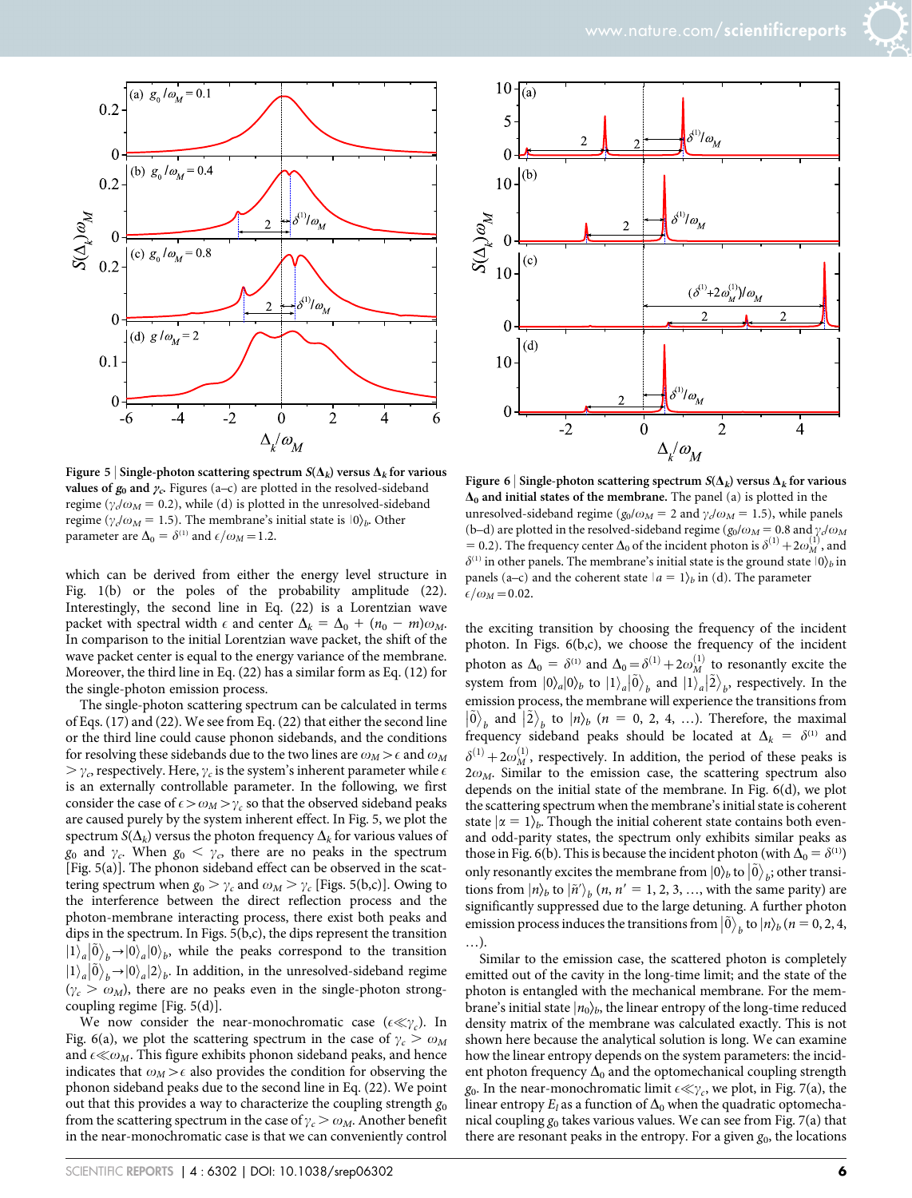**Figure 5 | Single-photon scattering spectrum $S(\Delta_k)$ versus $\Delta_k$ for various values of $g_0$ and $\gamma_c$.** Figures (a–c) are plotted in the resolved-sideband regime ($\gamma_c/\omega_M = 0.2$), while (d) is plotted in the unresolved-sideband regime ($\gamma_c/\omega_M = 1.5$). The membrane's initial state is $|0\rangle_b$. Other parameter are $\Delta_0 = \delta^{(1)}$ and $\epsilon/\omega_M = 1.2$.

which can be derived from either the energy level structure in Fig. 1(b) or the poles of the probability amplitude (22). Interestingly, the second line in Eq. (22) is a Lorentzian wave packet with spectral width $\epsilon$ and center $\Delta_k = \Delta_0 + (n_0 - m)\omega_M$. In comparison to the initial Lorentzian wave packet, the shift of the wave packet center is equal to the energy variance of the membrane. Moreover, the third line in Eq. (22) has a similar form as Eq. (12) for the single-photon emission process.

The single-photon scattering spectrum can be calculated in terms of Eqs. (17) and (22). We see from Eq. (22) that either the second line or the third line could cause phonon sidebands, and the conditions for resolving these sidebands due to the two lines are $\omega_M > \epsilon$ and $\omega_M > \gamma_c$, respectively. Here, $\gamma_c$ is the system's inherent parameter while $\epsilon$ is an externally controllable parameter. In the following, we first consider the case of $\epsilon > \omega_M > \gamma_c$ so that the observed sideband peaks are caused purely by the system inherent effect. In Fig. 5, we plot the spectrum $S(\Delta_k)$ versus the photon frequency $\Delta_k$ for various values of $g_0$ and $\gamma_c$. When $g_0 < \gamma_c$, there are no peaks in the spectrum [Fig. 5(a)]. The phonon sideband effect can be observed in the scattering spectrum when $g_0 > \gamma_c$ and $\omega_M > \gamma_c$ [Figs. 5(b,c)]. Owing to the interference between the direct reflection process and the photon-membrane interacting process, there exist both peaks and dips in the spectrum. In Figs. 5(b,c), the dips represent the transition $|1\rangle_a|\tilde{0}\rangle_b \rightarrow |0\rangle_a|0\rangle_b$, while the peaks correspond to the transition $|1\rangle_a|\tilde{0}\rangle_b \rightarrow |0\rangle_a|2\rangle_b$. In addition, in the unresolved-sideband regime ($\gamma_c > \omega_M$), there are no peaks even in the single-photon strong-coupling regime [Fig. 5(d)].

We now consider the near-monochromatic case ($\epsilon \ll \gamma_c$). In Fig. 6(a), we plot the scattering spectrum in the case of $\gamma_c > \omega_M$ and $\epsilon \ll \omega_M$. This figure exhibits phonon sideband peaks, and hence indicates that $\omega_M > \epsilon$ also provides the condition for observing the phonon sideband peaks due to the second line in Eq. (22). We point out that this provides a way to characterize the coupling strength $g_0$ from the scattering spectrum in the case of $\gamma_c > \omega_M$. Another benefit in the near-monochromatic case is that we can conveniently control the exciting transition by choosing the frequency of the incident photon. In Figs. 6(b,c), we choose the frequency of the incident photon as $\Delta_0 = \delta^{(1)}$ and $\Delta_0 = \delta^{(1)} + 2\omega_M^{(1)}$ to resonantly excite the system from $|0\rangle_a|0\rangle_b$ to $|1\rangle_a|\tilde{0}\rangle_b$ and $|1\rangle_a|\tilde{2}\rangle_b$, respectively. In the emission process, the membrane will experience the transitions from $|\tilde{0}\rangle_b$ and $|\tilde{2}\rangle_b$ to $|n\rangle_b$ ($n$ = 0, 2, 4, …). Therefore, the maximal frequency sideband peaks should be located at $\Delta_k = \delta^{(1)}$ and $\delta^{(1)} + 2\omega_M^{(1)}$, respectively. In addition, the period of these peaks is $2\omega_M$. Similar to the emission case, the scattering spectrum also depends on the initial state of the membrane. In Fig. 6(d), we plot the scattering spectrum when the membrane's initial state is coherent state $|\alpha = 1\rangle_b$. Though the initial coherent state contains both even- and odd-parity states, the spectrum only exhibits similar peaks as those in Fig. 6(b). This is because the incident photon (with $\Delta_0 = \delta^{(1)}$) only resonantly excites the membrane from $|0\rangle_b$ to $|\tilde{0}\rangle_b$; other transitions from $|n\rangle_b$ to $|\tilde{n}'\rangle_b$ ($n, n'$ = 1, 2, 3, …, with the same parity) are significantly suppressed due to the large detuning. A further photon emission process induces the transitions from $|\tilde{0}\rangle_b$ to $|n\rangle_b$ ($n$ = 0, 2, 4, …).

**Figure 6 | Single-photon scattering spectrum $S(\Delta_k)$ versus $\Delta_k$ for various $\Delta_0$ and initial states of the membrane.** The panel (a) is plotted in the unresolved-sideband regime ($g_0/\omega_M = 2$ and $\gamma_c/\omega_M = 1.5$), while panels (b–d) are plotted in the resolved-sideband regime ($g_0/\omega_M = 0.8$ and $\gamma_c/\omega_M = 0.2$). The frequency center $\Delta_0$ of the incident photon is $\delta^{(1)} + 2\omega_M^{(1)}$, and $\delta^{(1)}$ in other panels. The membrane's initial state is the ground state $|0\rangle_b$ in panels (a–c) and the coherent state $|\alpha = 1\rangle_b$ in (d). The parameter $\epsilon/\omega_M = 0.02$.

Similar to the emission case, the scattered photon is completely emitted out of the cavity in the long-time limit; and the state of the photon is entangled with the mechanical membrane. For the membrane's initial state $|n_0\rangle_b$, the linear entropy of the long-time reduced density matrix of the membrane was calculated exactly. This is not shown here because the analytical solution is long. We can examine how the linear entropy depends on the system parameters: the incident photon frequency $\Delta_0$ and the optomechanical coupling strength $g_0$. In the near-monochromatic limit $\epsilon \ll \gamma_c$, we plot, in Fig. 7(a), the linear entropy $E_l$ as a function of $\Delta_0$ when the quadratic optomechanical coupling $g_0$ takes various values. We can see from Fig. 7(a) that there are resonant peaks in the entropy. For a given $g_0$, the locations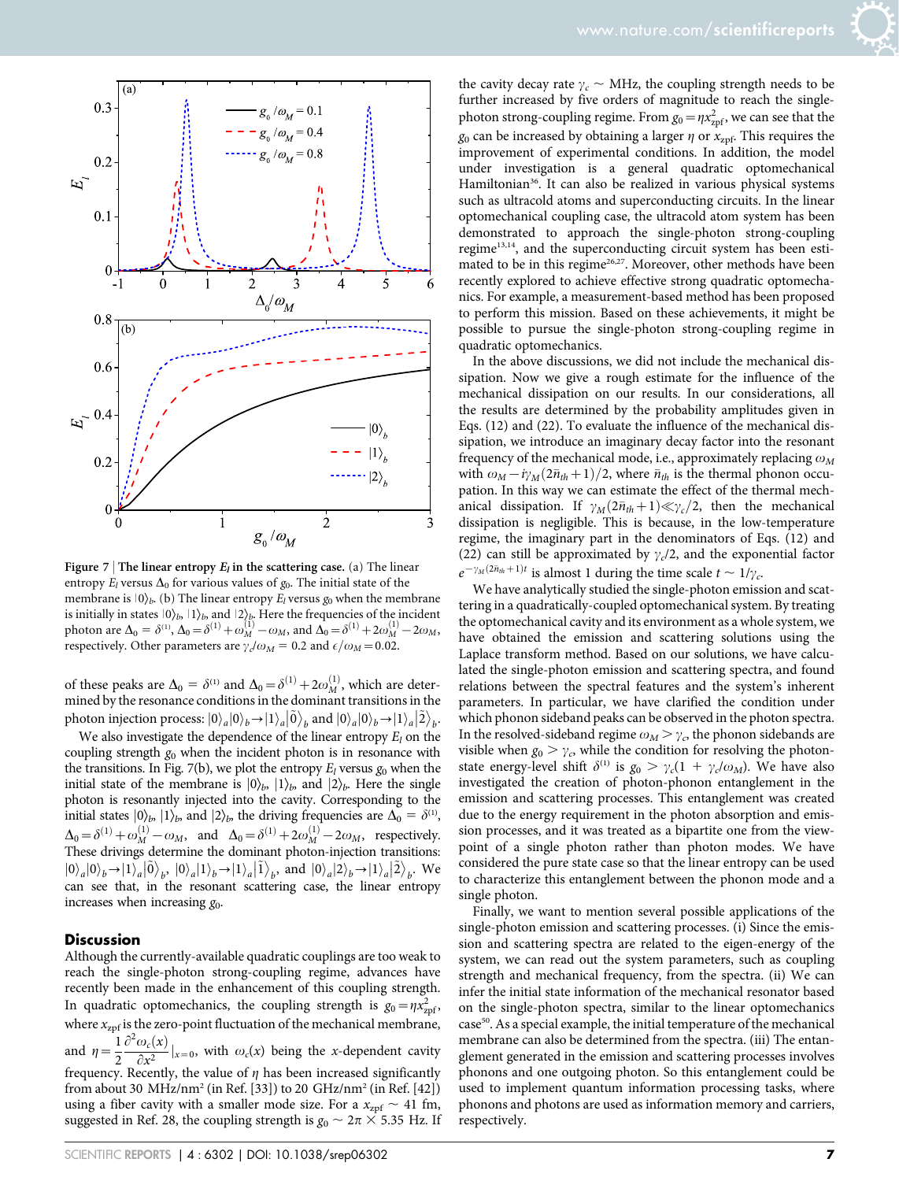**Figure 7 | The linear entropy $E_l$ in the scattering case.** (a) The linear entropy $E_l$ versus $\Delta_0$ for various values of $g_0$. The initial state of the membrane is $|0\rangle_b$. (b) The linear entropy $E_l$ versus $g_0$ when the membrane is initially in states $|0\rangle_b$, $|1\rangle_b$, and $|2\rangle_b$. Here the frequencies of the incident photon are $\Delta_0 = \delta^{(1)}$, $\Delta_0 = \delta^{(1)} + \omega_M^{(1)} - \omega_M$, and $\Delta_0 = \delta^{(1)} + 2\omega_M^{(1)} - 2\omega_M$, respectively. Other parameters are $\gamma_c/\omega_M = 0.2$ and $\epsilon/\omega_M = 0.02$.

of these peaks are $\Delta_0 = \delta^{(1)}$ and $\Delta_0 = \delta^{(1)} + 2\omega_M^{(1)}$, which are determined by the resonance conditions in the dominant transitions in the photon injection process: $|0\rangle_a|0\rangle_b \to |1\rangle_a|\tilde{0}\rangle_b$ and $|0\rangle_a|0\rangle_b \to |1\rangle_a|\tilde{2}\rangle_b$.

We also investigate the dependence of the linear entropy $E_l$ on the coupling strength $g_0$ when the incident photon is in resonance with the transitions. In Fig. 7(b), we plot the entropy $E_l$ versus $g_0$ when the initial state of the membrane is $|0\rangle_b$, $|1\rangle_b$, and $|2\rangle_b$. Here the single photon is resonantly injected into the cavity. Corresponding to the initial states $|0\rangle_b$, $|1\rangle_b$, and $|2\rangle_b$, the driving frequencies are $\Delta_0 = \delta^{(1)}$, $\Delta_0 = \delta^{(1)} + \omega_M^{(1)} - \omega_M$, and $\Delta_0 = \delta^{(1)} + 2\omega_M^{(1)} - 2\omega_M$, respectively. These drivings determine the dominant photon-injection transitions: $|0\rangle_a|0\rangle_b \to |1\rangle_a|\tilde{0}\rangle_b$, $|0\rangle_a|1\rangle_b \to |1\rangle_a|\tilde{1}\rangle_b$, and $|0\rangle_a|2\rangle_b \to |1\rangle_a|\tilde{2}\rangle_b$. We can see that, in the resonant scattering case, the linear entropy increases when increasing $g_0$.

## Discussion

Although the currently-available quadratic couplings are too weak to reach the single-photon strong-coupling regime, advances have recently been made in the enhancement of this coupling strength. In quadratic optomechanics, the coupling strength is $g_0 = \eta x_{\mathrm{zpf}}^2$, where $x_{\mathrm{zpf}}$ is the zero-point fluctuation of the mechanical membrane, and $\eta = \frac{1}{2}\frac{\partial^2 \omega_c(x)}{\partial x^2}|_{x=0}$, with $\omega_c(x)$ being the $x$-dependent cavity frequency. Recently, the value of $\eta$ has been increased significantly from about 30 MHz/nm² (in Ref. [33]) to 20 GHz/nm² (in Ref. [42]) using a fiber cavity with a smaller mode size. For a $x_{\mathrm{zpf}} \sim 41$ fm, suggested in Ref. 28, the coupling strength is $g_0 \sim 2\pi \times 5.35$ Hz. If the cavity decay rate $\gamma_c \sim$ MHz, the coupling strength needs to be further increased by five orders of magnitude to reach the single-photon strong-coupling regime. From $g_0 = \eta x_{\mathrm{zpf}}^2$, we can see that the $g_0$ can be increased by obtaining a larger $\eta$ or $x_{\mathrm{zpf}}$. This requires the improvement of experimental conditions. In addition, the model under investigation is a general quadratic optomechanical Hamiltonian[36]. It can also be realized in various physical systems such as ultracold atoms and superconducting circuits. In the linear optomechanical coupling case, the ultracold atom system has been demonstrated to approach the single-photon strong-coupling regime[13,14], and the superconducting circuit system has been estimated to be in this regime[26,27]. Moreover, other methods have been recently explored to achieve effective strong quadratic optomechanics. For example, a measurement-based method has been proposed to perform this mission. Based on these achievements, it might be possible to pursue the single-photon strong-coupling regime in quadratic optomechanics.

In the above discussions, we did not include the mechanical dissipation. Now we give a rough estimate for the influence of the mechanical dissipation on our results. In our considerations, all the results are determined by the probability amplitudes given in Eqs. (12) and (22). To evaluate the influence of the mechanical dissipation, we introduce an imaginary decay factor into the resonant frequency of the mechanical mode, i.e., approximately replacing $\omega_M$ with $\omega_M - i\gamma_M(2\bar{n}_{th}+1)/2$, where $\bar{n}_{th}$ is the thermal phonon occupation. In this way we can estimate the effect of the thermal mechanical dissipation. If $\gamma_M(2\bar{n}_{th}+1) \ll \gamma_c/2$, then the mechanical dissipation is negligible. This is because, in the low-temperature regime, the imaginary part in the denominators of Eqs. (12) and (22) can still be approximated by $\gamma_c/2$, and the exponential factor $e^{-\gamma_M(2\bar{n}_{th}+1)t}$ is almost 1 during the time scale $t \sim 1/\gamma_c$.

We have analytically studied the single-photon emission and scattering in a quadratically-coupled optomechanical system. By treating the optomechanical cavity and its environment as a whole system, we have obtained the emission and scattering solutions using the Laplace transform method. Based on our solutions, we have calculated the single-photon emission and scattering spectra, and found relations between the spectral features and the system's inherent parameters. In particular, we have clarified the condition under which phonon sideband peaks can be observed in the photon spectra. In the resolved-sideband regime $\omega_M > \gamma_c$, the phonon sidebands are visible when $g_0 > \gamma_c$, while the condition for resolving the photon-state energy-level shift $\delta^{(1)}$ is $g_0 > \gamma_c(1 + \gamma_c/\omega_M)$. We have also investigated the creation of photon-phonon entanglement in the emission and scattering processes. This entanglement was created due to the energy requirement in the photon absorption and emission processes, and it was treated as a bipartite one from the viewpoint of a single photon rather than photon modes. We have considered the pure state case so that the linear entropy can be used to characterize this entanglement between the phonon mode and a single photon.

Finally, we want to mention several possible applications of the single-photon emission and scattering processes. (i) Since the emission and scattering spectra are related to the eigen-energy of the system, we can read out the system parameters, such as coupling strength and mechanical frequency, from the spectra. (ii) We can infer the initial state information of the mechanical resonator based on the single-photon spectra, similar to the linear optomechanics case[50]. As a special example, the initial temperature of the mechanical membrane can also be determined from the spectra. (iii) The entanglement generated in the emission and scattering processes involves phonons and one outgoing photon. So this entanglement could be used to implement quantum information processing tasks, where phonons and photons are used as information memory and carriers, respectively.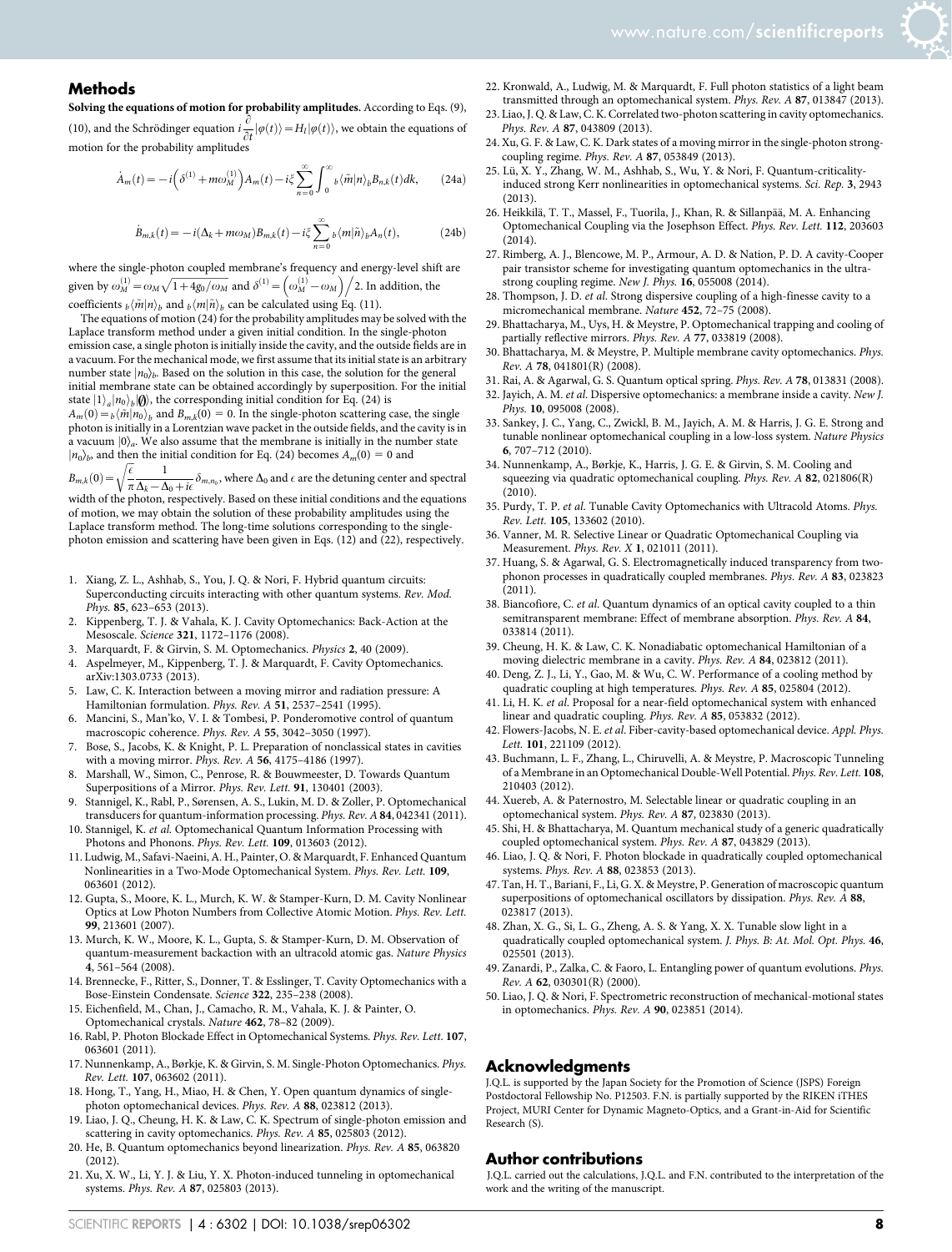## Methods

**Solving the equations of motion for probability amplitudes.** According to Eqs. (9), (10), and the Schrödinger equation $i\frac{\partial}{\partial t}|\varphi(t)\rangle = H_I|\varphi(t)\rangle$, we obtain the equations of motion for the probability amplitudes

$$\dot{A}_m(t) = -i\left(\delta^{(1)} + m\omega_M^{(1)}\right)A_m(t) - i\xi\sum_{n=0}^{\infty}\int_0^{\infty} {}_b\langle\tilde{m}|n\rangle_b B_{n,k}(t)dk, \tag{24a}$$

$$\dot{B}_{m,k}(t) = -i(\Delta_k + m\omega_M)B_{m,k}(t) - i\xi\sum_{n=0}^{\infty} {}_b\langle m|\tilde{n}\rangle_b A_n(t), \tag{24b}$$

where the single-photon coupled membrane's frequency and energy-level shift are given by $\omega_M^{(1)} = \omega_M\sqrt{1+4g_0/\omega_M}$ and $\delta^{(1)} = \left(\omega_M^{(1)} - \omega_M\right)\Big/2$. In addition, the coefficients ${}_b\langle\tilde{m}|n\rangle_b$ and ${}_b\langle m|\tilde{n}\rangle_b$ can be calculated using Eq. (11).

The equations of motion (24) for the probability amplitudes may be solved with the Laplace transform method under a given initial condition. In the single-photon emission case, a single photon is initially inside the cavity, and the outside fields are in a vacuum. For the mechanical mode, we first assume that its initial state is an arbitrary number state $|n_0\rangle_b$. Based on the solution in this case, the solution for the general initial membrane state can be obtained accordingly by superposition. For the initial state $|1\rangle_a|n_0\rangle_b|\emptyset\rangle$, the corresponding initial condition for Eq. (24) is $A_m(0) = {}_b\langle\tilde{m}|n_0\rangle_b$ and $B_{m,k}(0) = 0$. In the single-photon scattering case, the single photon is initially in a Lorentzian wave packet in the outside fields, and the cavity is in a vacuum $|0\rangle_a$. We also assume that the membrane is initially in the number state $|n_0\rangle_b$, and then the initial condition for Eq. (24) becomes $A_m(0) = 0$ and $B_{m,k}(0) = \sqrt{\frac{\epsilon}{\pi}}\frac{1}{\Delta_k - \Delta_0 + i\epsilon}\delta_{m,n_0}$, where $\Delta_0$ and $\epsilon$ are the detuning center and spectral width of the photon, respectively. Based on these initial conditions and the equations of motion, we may obtain the solution of these probability amplitudes using the Laplace transform method. The long-time solutions corresponding to the single-photon emission and scattering have been given in Eqs. (12) and (22), respectively.

1. Xiang, Z. L., Ashhab, S., You, J. Q. & Nori, F. Hybrid quantum circuits: Superconducting circuits interacting with other quantum systems. *Rev. Mod. Phys.* **85**, 623–653 (2013).
2. Kippenberg, T. J. & Vahala, K. J. Cavity Optomechanics: Back-Action at the Mesoscale. *Science* **321**, 1172–1176 (2008).
3. Marquardt, F. & Girvin, S. M. Optomechanics. *Physics* **2**, 40 (2009).
4. Aspelmeyer, M., Kippenberg, T. J. & Marquardt, F. Cavity Optomechanics. arXiv:1303.0733 (2013).
5. Law, C. K. Interaction between a moving mirror and radiation pressure: A Hamiltonian formulation. *Phys. Rev. A* **51**, 2537–2541 (1995).
6. Mancini, S., Man'ko, V. I. & Tombesi, P. Ponderomotive control of quantum macroscopic coherence. *Phys. Rev. A* **55**, 3042–3050 (1997).
7. Bose, S., Jacobs, K. & Knight, P. L. Preparation of nonclassical states in cavities with a moving mirror. *Phys. Rev. A* **56**, 4175–4186 (1997).
8. Marshall, W., Simon, C., Penrose, R. & Bouwmeester, D. Towards Quantum Superpositions of a Mirror. *Phys. Rev. Lett.* **91**, 130401 (2003).
9. Stannigel, K., Rabl, P., Sørensen, A. S., Lukin, M. D. & Zoller, P. Optomechanical transducers for quantum-information processing. *Phys. Rev. A* **84**, 042341 (2011).
10. Stannigel, K. *et al.* Optomechanical Quantum Information Processing with Photons and Phonons. *Phys. Rev. Lett.* **109**, 013603 (2012).
11. Ludwig, M., Safavi-Naeini, A. H., Painter, O. & Marquardt, F. Enhanced Quantum Nonlinearities in a Two-Mode Optomechanical System. *Phys. Rev. Lett.* **109**, 063601 (2012).
12. Gupta, S., Moore, K. L., Murch, K. W. & Stamper-Kurn, D. M. Cavity Nonlinear Optics at Low Photon Numbers from Collective Atomic Motion. *Phys. Rev. Lett.* **99**, 213601 (2007).
13. Murch, K. W., Moore, K. L., Gupta, S. & Stamper-Kurn, D. M. Observation of quantum-measurement backaction with an ultracold atomic gas. *Nature Physics* **4**, 561–564 (2008).
14. Brennecke, F., Ritter, S., Donner, T. & Esslinger, T. Cavity Optomechanics with a Bose-Einstein Condensate. *Science* **322**, 235–238 (2008).
15. Eichenfield, M., Chan, J., Camacho, R. M., Vahala, K. J. & Painter, O. Optomechanical crystals. *Nature* **462**, 78–82 (2009).
16. Rabl, P. Photon Blockade Effect in Optomechanical Systems. *Phys. Rev. Lett.* **107**, 063601 (2011).
17. Nunnenkamp, A., Børkje, K. & Girvin, S. M. Single-Photon Optomechanics. *Phys. Rev. Lett.* **107**, 063602 (2011).
18. Hong, T., Yang, H., Miao, H. & Chen, Y. Open quantum dynamics of single-photon optomechanical devices. *Phys. Rev. A* **88**, 023812 (2013).
19. Liao, J. Q., Cheung, H. K. & Law, C. K. Spectrum of single-photon emission and scattering in cavity optomechanics. *Phys. Rev. A* **85**, 025803 (2012).
20. He, B. Quantum optomechanics beyond linearization. *Phys. Rev. A* **85**, 063820 (2012).
21. Xu, X. W., Li, Y. J. & Liu, Y. X. Photon-induced tunneling in optomechanical systems. *Phys. Rev. A* **87**, 025803 (2013).
22. Kronwald, A., Ludwig, M. & Marquardt, F. Full photon statistics of a light beam transmitted through an optomechanical system. *Phys. Rev. A* **87**, 013847 (2013).
23. Liao, J. Q. & Law, C. K. Correlated two-photon scattering in cavity optomechanics. *Phys. Rev. A* **87**, 043809 (2013).
24. Xu, G. F. & Law, C. K. Dark states of a moving mirror in the single-photon strong-coupling regime. *Phys. Rev. A* **87**, 053849 (2013).
25. Lü, X. Y., Zhang, W. M., Ashhab, S., Wu, Y. & Nori, F. Quantum-criticality-induced strong Kerr nonlinearities in optomechanical systems. *Sci. Rep.* **3**, 2943 (2013).
26. Heikkilä, T. T., Massel, F., Tuorila, J., Khan, R. & Sillanpää, M. A. Enhancing Optomechanical Coupling via the Josephson Effect. *Phys. Rev. Lett.* **112**, 203603 (2014).
27. Rimberg, A. J., Blencowe, M. P., Armour, A. D. & Nation, P. D. A cavity-Cooper pair transistor scheme for investigating quantum optomechanics in the ultra-strong coupling regime. *New J. Phys.* **16**, 055008 (2014).
28. Thompson, J. D. *et al.* Strong dispersive coupling of a high-finesse cavity to a micromechanical membrane. *Nature* **452**, 72–75 (2008).
29. Bhattacharya, M., Uys, H. & Meystre, P. Optomechanical trapping and cooling of partially reflective mirrors. *Phys. Rev. A* **77**, 033819 (2008).
30. Bhattacharya, M. & Meystre, P. Multiple membrane cavity optomechanics. *Phys. Rev. A* **78**, 041801(R) (2008).
31. Rai, A. & Agarwal, G. S. Quantum optical spring. *Phys. Rev. A* **78**, 013831 (2008).
32. Jayich, A. M. *et al.* Dispersive optomechanics: a membrane inside a cavity. *New J. Phys.* **10**, 095008 (2008).
33. Sankey, J. C., Yang, C., Zwickl, B. M., Jayich, A. M. & Harris, J. G. E. Strong and tunable nonlinear optomechanical coupling in a low-loss system. *Nature Physics* **6**, 707–712 (2010).
34. Nunnenkamp, A., Børkje, K., Harris, J. G. E. & Girvin, S. M. Cooling and squeezing via quadratic optomechanical coupling. *Phys. Rev. A* **82**, 021806(R) (2010).
35. Purdy, T. P. *et al.* Tunable Cavity Optomechanics with Ultracold Atoms. *Phys. Rev. Lett.* **105**, 133602 (2010).
36. Vanner, M. R. Selective Linear or Quadratic Optomechanical Coupling via Measurement. *Phys. Rev. X* **1**, 021011 (2011).
37. Huang, S. & Agarwal, G. S. Electromagnetically induced transparency from two-phonon processes in quadratically coupled membranes. *Phys. Rev. A* **83**, 023823 (2011).
38. Biancofiore, C. *et al.* Quantum dynamics of an optical cavity coupled to a thin semitransparent membrane: Effect of membrane absorption. *Phys. Rev. A* **84**, 033814 (2011).
39. Cheung, H. K. & Law, C. K. Nonadiabatic optomechanical Hamiltonian of a moving dielectric membrane in a cavity. *Phys. Rev. A* **84**, 023812 (2011).
40. Deng, Z. J., Li, Y., Gao, M. & Wu, C. W. Performance of a cooling method by quadratic coupling at high temperatures. *Phys. Rev. A* **85**, 025804 (2012).
41. Li, H. K. *et al.* Proposal for a near-field optomechanical system with enhanced linear and quadratic coupling. *Phys. Rev. A* **85**, 053832 (2012).
42. Flowers-Jacobs, N. E. *et al.* Fiber-cavity-based optomechanical device. *Appl. Phys. Lett.* **101**, 221109 (2012).
43. Buchmann, L. F., Zhang, L., Chiruvelli, A. & Meystre, P. Macroscopic Tunneling of a Membrane in an Optomechanical Double-Well Potential. *Phys. Rev. Lett.* **108**, 210403 (2012).
44. Xuereb, A. & Paternostro, M. Selectable linear or quadratic coupling in an optomechanical system. *Phys. Rev. A* **87**, 023830 (2013).
45. Shi, H. & Bhattacharya, M. Quantum mechanical study of a generic quadratically coupled optomechanical system. *Phys. Rev. A* **87**, 043829 (2013).
46. Liao, J. Q. & Nori, F. Photon blockade in quadratically coupled optomechanical systems. *Phys. Rev. A* **88**, 023853 (2013).
47. Tan, H. T., Bariani, F., Li, G. X. & Meystre, P. Generation of macroscopic quantum superpositions of optomechanical oscillators by dissipation. *Phys. Rev. A* **88**, 023817 (2013).
48. Zhan, X. G., Si, L. G., Zheng, A. S. & Yang, X. X. Tunable slow light in a quadratically coupled optomechanical system. *J. Phys. B: At. Mol. Opt. Phys.* **46**, 025501 (2013).
49. Zanardi, P., Zalka, C. & Faoro, L. Entangling power of quantum evolutions. *Phys. Rev. A* **62**, 030301(R) (2000).
50. Liao, J. Q. & Nori, F. Spectrometric reconstruction of mechanical-motional states in optomechanics. *Phys. Rev. A* **90**, 023851 (2014).

## Acknowledgments

J.Q.L. is supported by the Japan Society for the Promotion of Science (JSPS) Foreign Postdoctoral Fellowship No. P12503. F.N. is partially supported by the RIKEN iTHES Project, MURI Center for Dynamic Magneto-Optics, and a Grant-in-Aid for Scientific Research (S).

## Author contributions

J.Q.L. carried out the calculations, J.Q.L. and F.N. contributed to the interpretation of the work and the writing of the manuscript.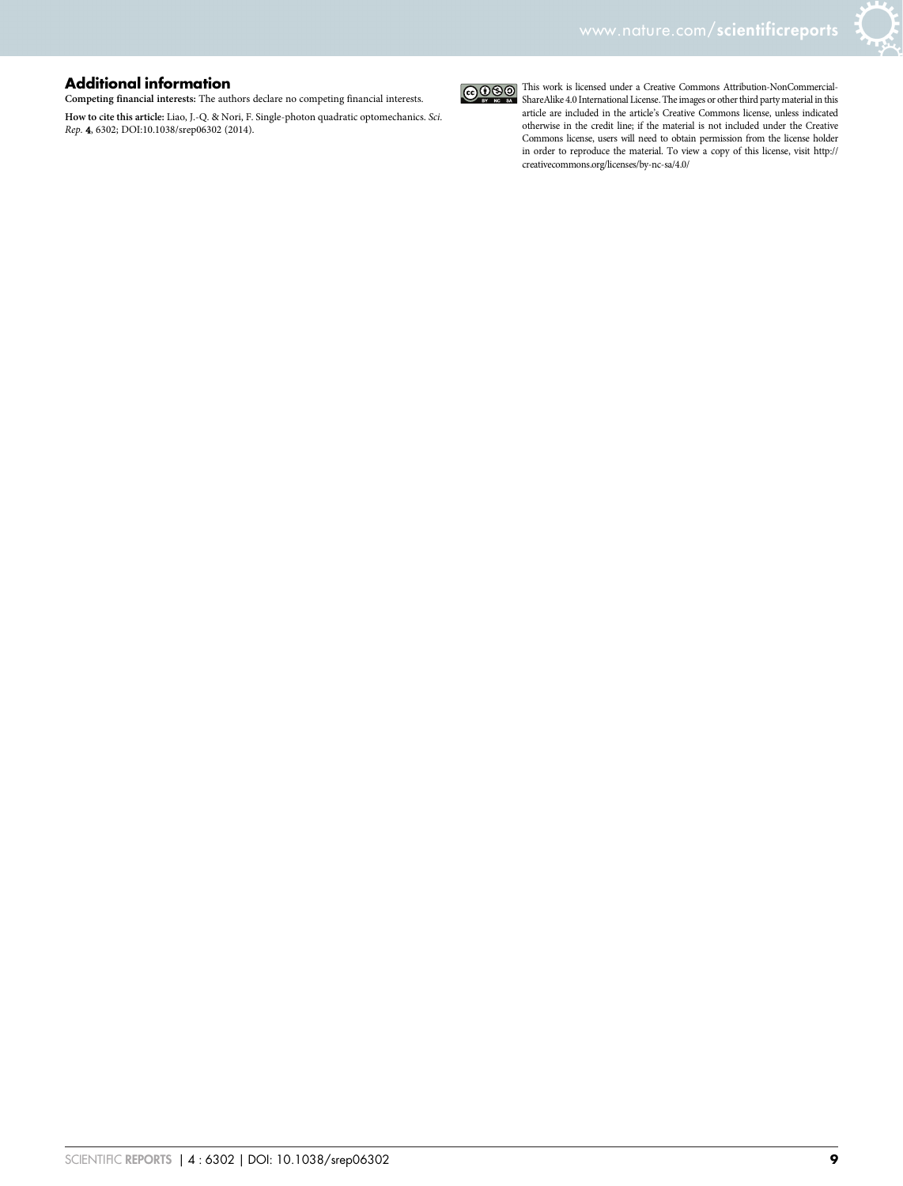## Additional information

**Competing financial interests:** The authors declare no competing financial interests.

**How to cite this article:** Liao, J.-Q. & Nori, F. Single-photon quadratic optomechanics. *Sci. Rep.* **4**, 6302; DOI:10.1038/srep06302 (2014).

This work is licensed under a Creative Commons Attribution-NonCommercial-ShareAlike 4.0 International License. The images or other third party material in this article are included in the article's Creative Commons license, unless indicated otherwise in the credit line; if the material is not included under the Creative Commons license, users will need to obtain permission from the license holder in order to reproduce the material. To view a copy of this license, visit http://creativecommons.org/licenses/by-nc-sa/4.0/